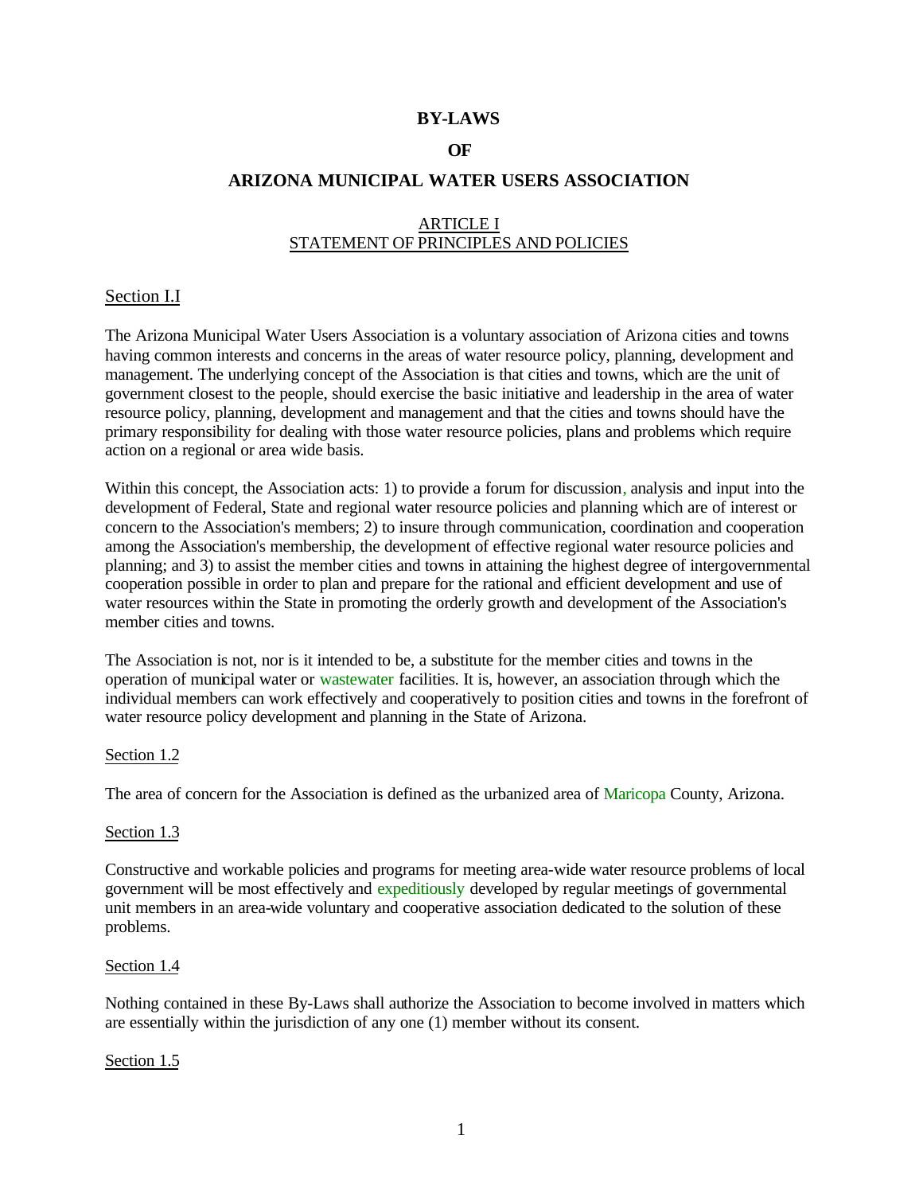# BY-LAWS

# OF

# ARIZONA MUNICIPAL WATER USERS ASSOCIATION

## ARTICLE I
## STATEMENT OF PRINCIPLES AND POLICIES

### Section I.I

The Arizona Municipal Water Users Association is a voluntary association of Arizona cities and towns having common interests and concerns in the areas of water resource policy, planning, development and management. The underlying concept of the Association is that cities and towns, which are the unit of government closest to the people, should exercise the basic initiative and leadership in the area of water resource policy, planning, development and management and that the cities and towns should have the primary responsibility for dealing with those water resource policies, plans and problems which require action on a regional or area wide basis.

Within this concept, the Association acts: 1) to provide a forum for discussion, analysis and input into the development of Federal, State and regional water resource policies and planning which are of interest or concern to the Association's members; 2) to insure through communication, coordination and cooperation among the Association's membership, the development of effective regional water resource policies and planning; and 3) to assist the member cities and towns in attaining the highest degree of intergovernmental cooperation possible in order to plan and prepare for the rational and efficient development and use of water resources within the State in promoting the orderly growth and development of the Association's member cities and towns.

The Association is not, nor is it intended to be, a substitute for the member cities and towns in the operation of municipal water or wastewater facilities. It is, however, an association through which the individual members can work effectively and cooperatively to position cities and towns in the forefront of water resource policy development and planning in the State of Arizona.

### Section 1.2

The area of concern for the Association is defined as the urbanized area of Maricopa County, Arizona.

### Section 1.3

Constructive and workable policies and programs for meeting area-wide water resource problems of local government will be most effectively and expeditiously developed by regular meetings of governmental unit members in an area-wide voluntary and cooperative association dedicated to the solution of these problems.

### Section 1.4

Nothing contained in these By-Laws shall authorize the Association to become involved in matters which are essentially within the jurisdiction of any one (1) member without its consent.

### Section 1.5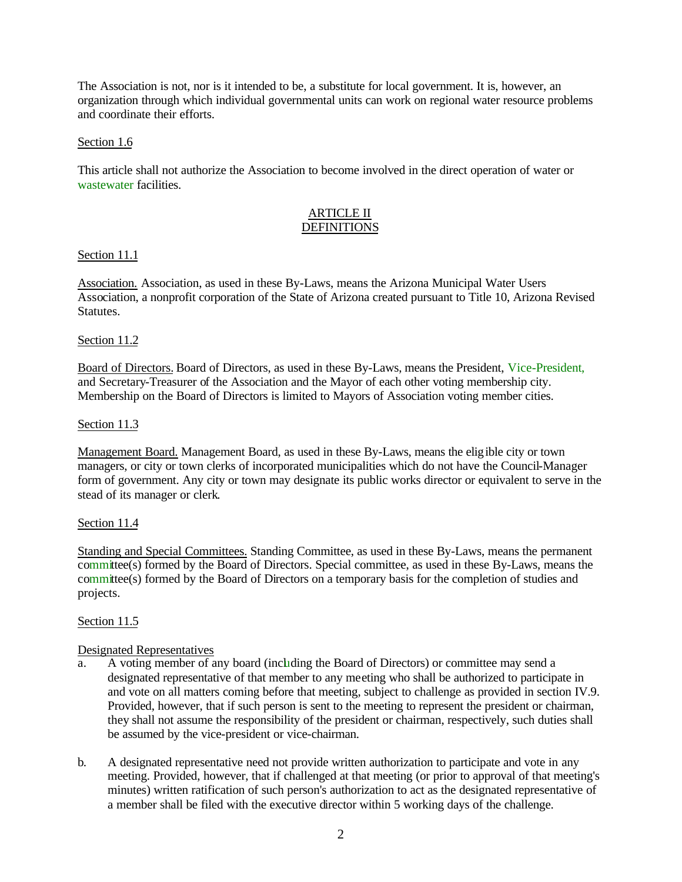The Association is not, nor is it intended to be, a substitute for local government. It is, however, an organization through which individual governmental units can work on regional water resource problems and coordinate their efforts.

Section 1.6

This article shall not authorize the Association to become involved in the direct operation of water or wastewater facilities.

## ARTICLE II
## DEFINITIONS

Section 11.1

Association. Association, as used in these By-Laws, means the Arizona Municipal Water Users Association, a nonprofit corporation of the State of Arizona created pursuant to Title 10, Arizona Revised Statutes.

Section 11.2

Board of Directors. Board of Directors, as used in these By-Laws, means the President, Vice-President, and Secretary-Treasurer of the Association and the Mayor of each other voting membership city. Membership on the Board of Directors is limited to Mayors of Association voting member cities.

Section 11.3

Management Board. Management Board, as used in these By-Laws, means the eligible city or town managers, or city or town clerks of incorporated municipalities which do not have the Council-Manager form of government. Any city or town may designate its public works director or equivalent to serve in the stead of its manager or clerk.

Section 11.4

Standing and Special Committees. Standing Committee, as used in these By-Laws, means the permanent committee(s) formed by the Board of Directors. Special committee, as used in these By-Laws, means the committee(s) formed by the Board of Directors on a temporary basis for the completion of studies and projects.

Section 11.5

Designated Representatives

a. A voting member of any board (including the Board of Directors) or committee may send a designated representative of that member to any meeting who shall be authorized to participate in and vote on all matters coming before that meeting, subject to challenge as provided in section IV.9. Provided, however, that if such person is sent to the meeting to represent the president or chairman, they shall not assume the responsibility of the president or chairman, respectively, such duties shall be assumed by the vice-president or vice-chairman.

b. A designated representative need not provide written authorization to participate and vote in any meeting. Provided, however, that if challenged at that meeting (or prior to approval of that meeting's minutes) written ratification of such person's authorization to act as the designated representative of a member shall be filed with the executive director within 5 working days of the challenge.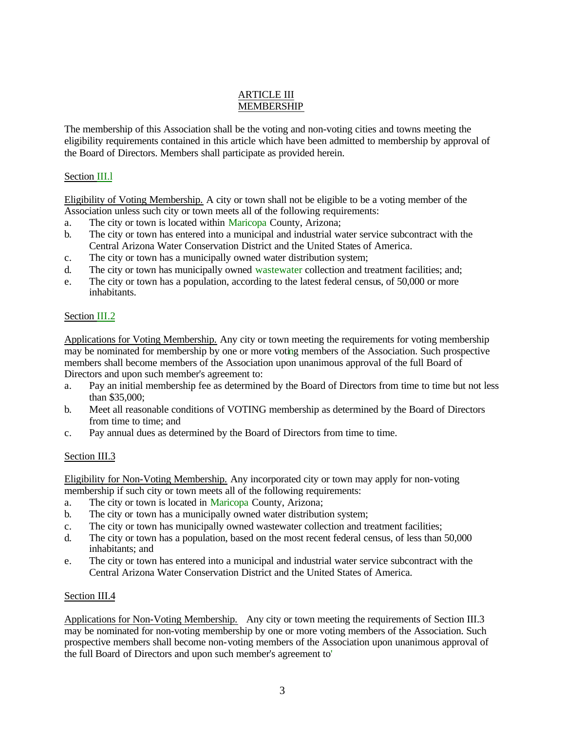# ARTICLE III
# MEMBERSHIP

The membership of this Association shall be the voting and non-voting cities and towns meeting the eligibility requirements contained in this article which have been admitted to membership by approval of the Board of Directors. Members shall participate as provided herein.

## Section III.l

Eligibility of Voting Membership. A city or town shall not be eligible to be a voting member of the Association unless such city or town meets all of the following requirements:

a. The city or town is located within Maricopa County, Arizona;
b. The city or town has entered into a municipal and industrial water service subcontract with the Central Arizona Water Conservation District and the United States of America.
c. The city or town has a municipally owned water distribution system;
d. The city or town has municipally owned wastewater collection and treatment facilities; and;
e. The city or town has a population, according to the latest federal census, of 50,000 or more inhabitants.

## Section III.2

Applications for Voting Membership. Any city or town meeting the requirements for voting membership may be nominated for membership by one or more voting members of the Association. Such prospective members shall become members of the Association upon unanimous approval of the full Board of Directors and upon such member's agreement to:

a. Pay an initial membership fee as determined by the Board of Directors from time to time but not less than $35,000;
b. Meet all reasonable conditions of VOTING membership as determined by the Board of Directors from time to time; and
c. Pay annual dues as determined by the Board of Directors from time to time.

## Section III.3

Eligibility for Non-Voting Membership. Any incorporated city or town may apply for non-voting membership if such city or town meets all of the following requirements:

a. The city or town is located in Maricopa County, Arizona;
b. The city or town has a municipally owned water distribution system;
c. The city or town has municipally owned wastewater collection and treatment facilities;
d. The city or town has a population, based on the most recent federal census, of less than 50,000 inhabitants; and
e. The city or town has entered into a municipal and industrial water service subcontract with the Central Arizona Water Conservation District and the United States of America.

## Section III.4

Applications for Non-Voting Membership. Any city or town meeting the requirements of Section III.3 may be nominated for non-voting membership by one or more voting members of the Association. Such prospective members shall become non-voting members of the Association upon unanimous approval of the full Board of Directors and upon such member's agreement to'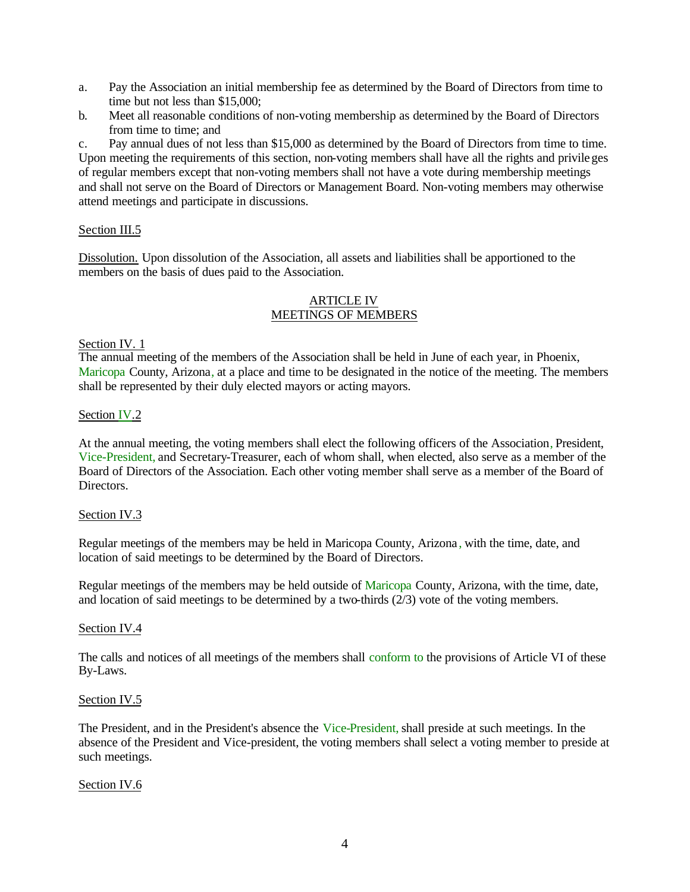a. Pay the Association an initial membership fee as determined by the Board of Directors from time to time but not less than $15,000;

b. Meet all reasonable conditions of non-voting membership as determined by the Board of Directors from time to time; and

c. Pay annual dues of not less than $15,000 as determined by the Board of Directors from time to time.

Upon meeting the requirements of this section, non-voting members shall have all the rights and privileges of regular members except that non-voting members shall not have a vote during membership meetings and shall not serve on the Board of Directors or Management Board. Non-voting members may otherwise attend meetings and participate in discussions.

Section III.5

Dissolution. Upon dissolution of the Association, all assets and liabilities shall be apportioned to the members on the basis of dues paid to the Association.

## ARTICLE IV
## MEETINGS OF MEMBERS

Section IV. 1

The annual meeting of the members of the Association shall be held in June of each year, in Phoenix, Maricopa County, Arizona, at a place and time to be designated in the notice of the meeting. The members shall be represented by their duly elected mayors or acting mayors.

Section IV.2

At the annual meeting, the voting members shall elect the following officers of the Association, President, Vice-President, and Secretary-Treasurer, each of whom shall, when elected, also serve as a member of the Board of Directors of the Association. Each other voting member shall serve as a member of the Board of Directors.

Section IV.3

Regular meetings of the members may be held in Maricopa County, Arizona, with the time, date, and location of said meetings to be determined by the Board of Directors.

Regular meetings of the members may be held outside of Maricopa County, Arizona, with the time, date, and location of said meetings to be determined by a two-thirds (2/3) vote of the voting members.

Section IV.4

The calls and notices of all meetings of the members shall conform to the provisions of Article VI of these By-Laws.

Section IV.5

The President, and in the President's absence the Vice-President, shall preside at such meetings. In the absence of the President and Vice-president, the voting members shall select a voting member to preside at such meetings.

Section IV.6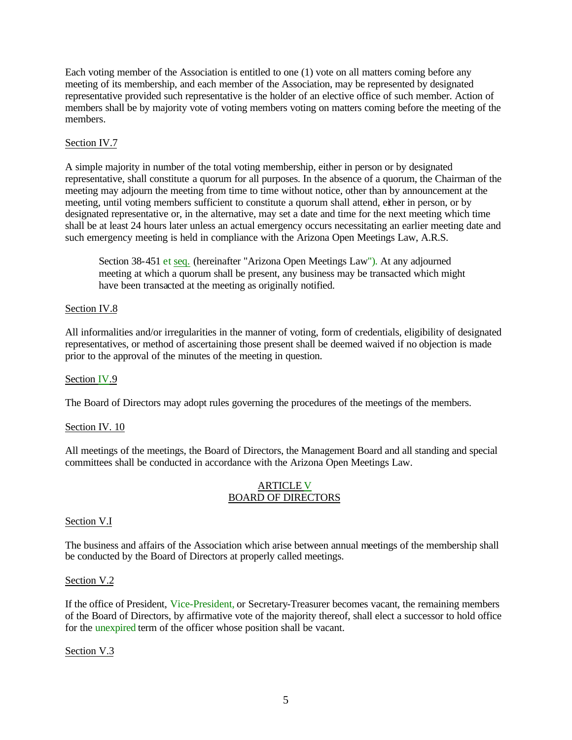Each voting member of the Association is entitled to one (1) vote on all matters coming before any meeting of its membership, and each member of the Association, may be represented by designated representative provided such representative is the holder of an elective office of such member. Action of members shall be by majority vote of voting members voting on matters coming before the meeting of the members.

<u>Section IV.7</u>

A simple majority in number of the total voting membership, either in person or by designated representative, shall constitute a quorum for all purposes. In the absence of a quorum, the Chairman of the meeting may adjourn the meeting from time to time without notice, other than by announcement at the meeting, until voting members sufficient to constitute a quorum shall attend, either in person, or by designated representative or, in the alternative, may set a date and time for the next meeting which time shall be at least 24 hours later unless an actual emergency occurs necessitating an earlier meeting date and such emergency meeting is held in compliance with the Arizona Open Meetings Law, A.R.S.

> Section 38-451 et <u>seq.</u> (hereinafter "Arizona Open Meetings Law"). At any adjourned meeting at which a quorum shall be present, any business may be transacted which might have been transacted at the meeting as originally notified.

<u>Section IV.8</u>

All informalities and/or irregularities in the manner of voting, form of credentials, eligibility of designated representatives, or method of ascertaining those present shall be deemed waived if no objection is made prior to the approval of the minutes of the meeting in question.

<u>Section IV.9</u>

The Board of Directors may adopt rules governing the procedures of the meetings of the members.

<u>Section IV. 10</u>

All meetings of the meetings, the Board of Directors, the Management Board and all standing and special committees shall be conducted in accordance with the Arizona Open Meetings Law.

## ARTICLE V
## BOARD OF DIRECTORS

<u>Section V.I</u>

The business and affairs of the Association which arise between annual meetings of the membership shall be conducted by the Board of Directors at properly called meetings.

<u>Section V.2</u>

If the office of President, Vice-President, or Secretary-Treasurer becomes vacant, the remaining members of the Board of Directors, by affirmative vote of the majority thereof, shall elect a successor to hold office for the unexpired term of the officer whose position shall be vacant.

<u>Section V.3</u>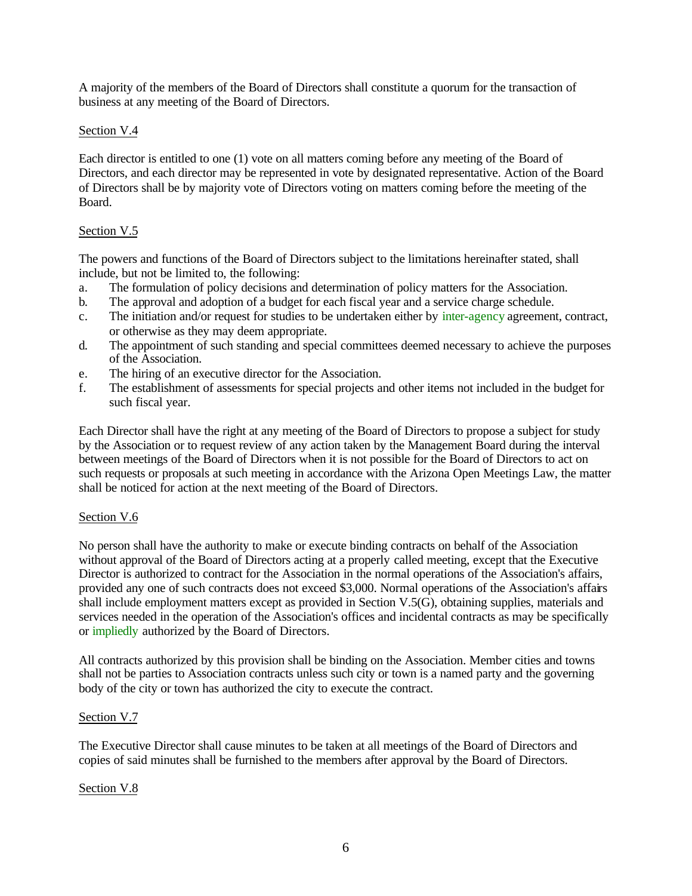A majority of the members of the Board of Directors shall constitute a quorum for the transaction of business at any meeting of the Board of Directors.

Section V.4

Each director is entitled to one (1) vote on all matters coming before any meeting of the Board of Directors, and each director may be represented in vote by designated representative. Action of the Board of Directors shall be by majority vote of Directors voting on matters coming before the meeting of the Board.

Section V.5

The powers and functions of the Board of Directors subject to the limitations hereinafter stated, shall include, but not be limited to, the following:

a. The formulation of policy decisions and determination of policy matters for the Association.
b. The approval and adoption of a budget for each fiscal year and a service charge schedule.
c. The initiation and/or request for studies to be undertaken either by inter-agency agreement, contract, or otherwise as they may deem appropriate.
d. The appointment of such standing and special committees deemed necessary to achieve the purposes of the Association.
e. The hiring of an executive director for the Association.
f. The establishment of assessments for special projects and other items not included in the budget for such fiscal year.

Each Director shall have the right at any meeting of the Board of Directors to propose a subject for study by the Association or to request review of any action taken by the Management Board during the interval between meetings of the Board of Directors when it is not possible for the Board of Directors to act on such requests or proposals at such meeting in accordance with the Arizona Open Meetings Law, the matter shall be noticed for action at the next meeting of the Board of Directors.

Section V.6

No person shall have the authority to make or execute binding contracts on behalf of the Association without approval of the Board of Directors acting at a properly called meeting, except that the Executive Director is authorized to contract for the Association in the normal operations of the Association's affairs, provided any one of such contracts does not exceed $3,000. Normal operations of the Association's affairs shall include employment matters except as provided in Section V.5(G), obtaining supplies, materials and services needed in the operation of the Association's offices and incidental contracts as may be specifically or impliedly authorized by the Board of Directors.

All contracts authorized by this provision shall be binding on the Association. Member cities and towns shall not be parties to Association contracts unless such city or town is a named party and the governing body of the city or town has authorized the city to execute the contract.

Section V.7

The Executive Director shall cause minutes to be taken at all meetings of the Board of Directors and copies of said minutes shall be furnished to the members after approval by the Board of Directors.

Section V.8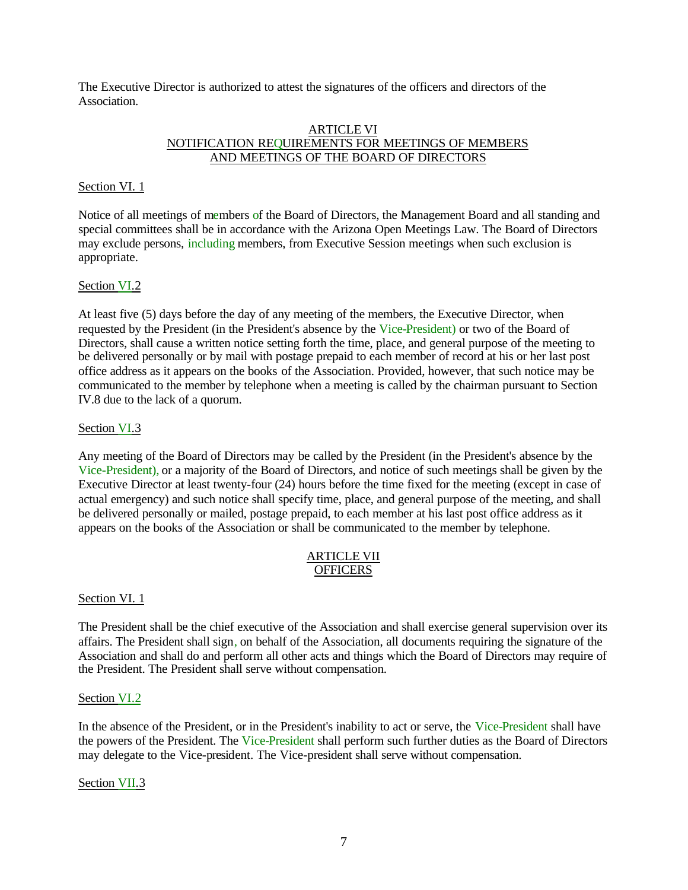The Executive Director is authorized to attest the signatures of the officers and directors of the Association.

## ARTICLE VI
## NOTIFICATION REQUIREMENTS FOR MEETINGS OF MEMBERS AND MEETINGS OF THE BOARD OF DIRECTORS

Section VI. 1

Notice of all meetings of members of the Board of Directors, the Management Board and all standing and special committees shall be in accordance with the Arizona Open Meetings Law. The Board of Directors may exclude persons, including members, from Executive Session meetings when such exclusion is appropriate.

Section VI.2

At least five (5) days before the day of any meeting of the members, the Executive Director, when requested by the President (in the President's absence by the Vice-President) or two of the Board of Directors, shall cause a written notice setting forth the time, place, and general purpose of the meeting to be delivered personally or by mail with postage prepaid to each member of record at his or her last post office address as it appears on the books of the Association. Provided, however, that such notice may be communicated to the member by telephone when a meeting is called by the chairman pursuant to Section IV.8 due to the lack of a quorum.

Section VI.3

Any meeting of the Board of Directors may be called by the President (in the President's absence by the Vice-President), or a majority of the Board of Directors, and notice of such meetings shall be given by the Executive Director at least twenty-four (24) hours before the time fixed for the meeting (except in case of actual emergency) and such notice shall specify time, place, and general purpose of the meeting, and shall be delivered personally or mailed, postage prepaid, to each member at his last post office address as it appears on the books of the Association or shall be communicated to the member by telephone.

## ARTICLE VII
## OFFICERS

Section VI. 1

The President shall be the chief executive of the Association and shall exercise general supervision over its affairs. The President shall sign, on behalf of the Association, all documents requiring the signature of the Association and shall do and perform all other acts and things which the Board of Directors may require of the President. The President shall serve without compensation.

Section VI.2

In the absence of the President, or in the President's inability to act or serve, the Vice-President shall have the powers of the President. The Vice-President shall perform such further duties as the Board of Directors may delegate to the Vice-president. The Vice-president shall serve without compensation.

Section VII.3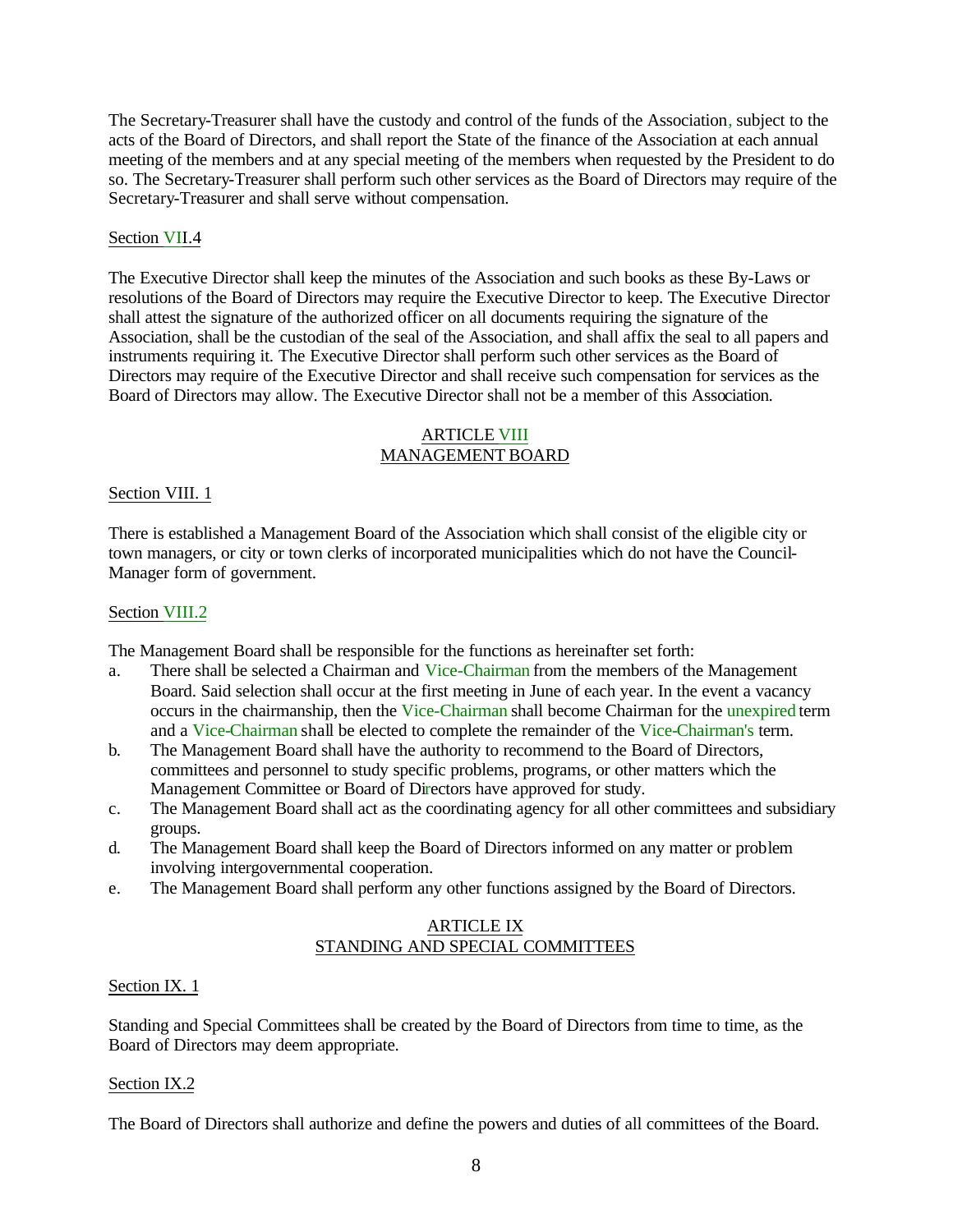The Secretary-Treasurer shall have the custody and control of the funds of the Association, subject to the acts of the Board of Directors, and shall report the State of the finance of the Association at each annual meeting of the members and at any special meeting of the members when requested by the President to do so. The Secretary-Treasurer shall perform such other services as the Board of Directors may require of the Secretary-Treasurer and shall serve without compensation.

Section VII.4

The Executive Director shall keep the minutes of the Association and such books as these By-Laws or resolutions of the Board of Directors may require the Executive Director to keep. The Executive Director shall attest the signature of the authorized officer on all documents requiring the signature of the Association, shall be the custodian of the seal of the Association, and shall affix the seal to all papers and instruments requiring it. The Executive Director shall perform such other services as the Board of Directors may require of the Executive Director and shall receive such compensation for services as the Board of Directors may allow. The Executive Director shall not be a member of this Association.

## ARTICLE VIII
## MANAGEMENT BOARD

Section VIII. 1

There is established a Management Board of the Association which shall consist of the eligible city or town managers, or city or town clerks of incorporated municipalities which do not have the Council-Manager form of government.

Section VIII.2

The Management Board shall be responsible for the functions as hereinafter set forth:

a. There shall be selected a Chairman and Vice-Chairman from the members of the Management Board. Said selection shall occur at the first meeting in June of each year. In the event a vacancy occurs in the chairmanship, then the Vice-Chairman shall become Chairman for the unexpired term and a Vice-Chairman shall be elected to complete the remainder of the Vice-Chairman's term.
b. The Management Board shall have the authority to recommend to the Board of Directors, committees and personnel to study specific problems, programs, or other matters which the Management Committee or Board of Directors have approved for study.
c. The Management Board shall act as the coordinating agency for all other committees and subsidiary groups.
d. The Management Board shall keep the Board of Directors informed on any matter or problem involving intergovernmental cooperation.
e. The Management Board shall perform any other functions assigned by the Board of Directors.

## ARTICLE IX
## STANDING AND SPECIAL COMMITTEES

Section IX. 1

Standing and Special Committees shall be created by the Board of Directors from time to time, as the Board of Directors may deem appropriate.

Section IX.2

The Board of Directors shall authorize and define the powers and duties of all committees of the Board.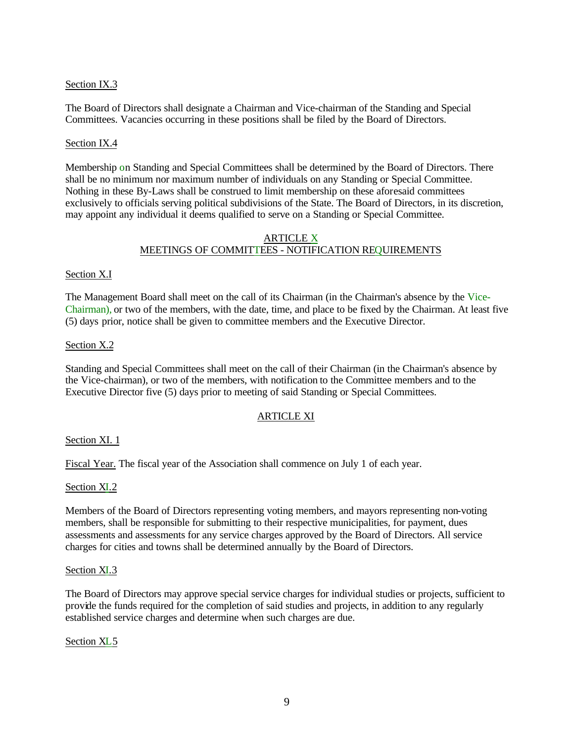Section IX.3

The Board of Directors shall designate a Chairman and Vice-chairman of the Standing and Special Committees. Vacancies occurring in these positions shall be filed by the Board of Directors.

Section IX.4

Membership on Standing and Special Committees shall be determined by the Board of Directors. There shall be no minimum nor maximum number of individuals on any Standing or Special Committee. Nothing in these By-Laws shall be construed to limit membership on these aforesaid committees exclusively to officials serving political subdivisions of the State. The Board of Directors, in its discretion, may appoint any individual it deems qualified to serve on a Standing or Special Committee.

## ARTICLE X
## MEETINGS OF COMMITTEES - NOTIFICATION REQUIREMENTS

Section X.I

The Management Board shall meet on the call of its Chairman (in the Chairman's absence by the Vice-Chairman), or two of the members, with the date, time, and place to be fixed by the Chairman. At least five (5) days prior, notice shall be given to committee members and the Executive Director.

Section X.2

Standing and Special Committees shall meet on the call of their Chairman (in the Chairman's absence by the Vice-chairman), or two of the members, with notification to the Committee members and to the Executive Director five (5) days prior to meeting of said Standing or Special Committees.

## ARTICLE XI

Section XI. 1

Fiscal Year. The fiscal year of the Association shall commence on July 1 of each year.

Section XI.2

Members of the Board of Directors representing voting members, and mayors representing non-voting members, shall be responsible for submitting to their respective municipalities, for payment, dues assessments and assessments for any service charges approved by the Board of Directors. All service charges for cities and towns shall be determined annually by the Board of Directors.

Section XI.3

The Board of Directors may approve special service charges for individual studies or projects, sufficient to provide the funds required for the completion of said studies and projects, in addition to any regularly established service charges and determine when such charges are due.

Section XL5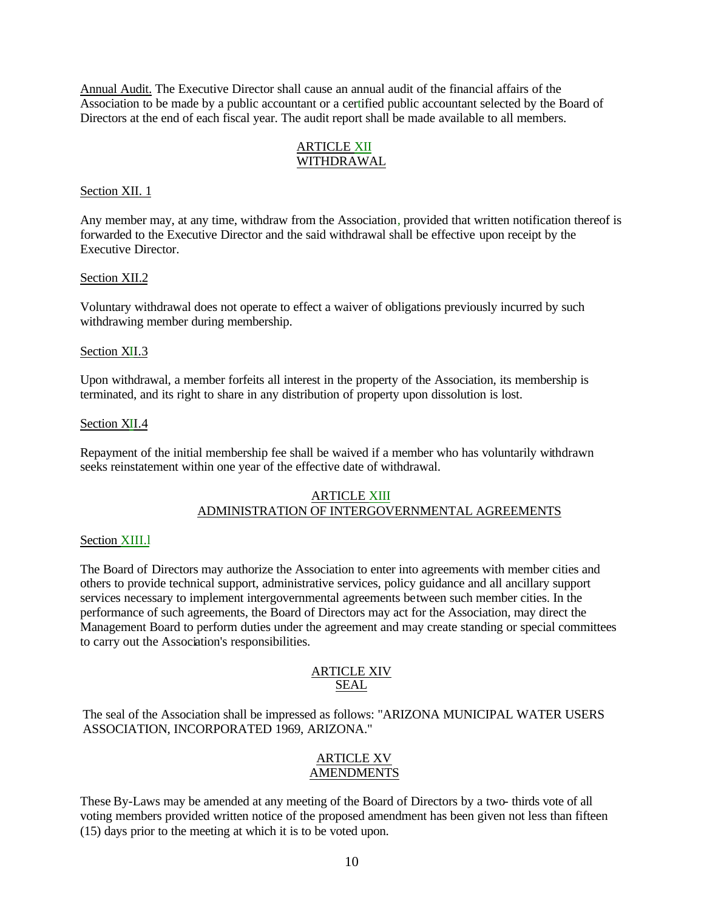Annual Audit. The Executive Director shall cause an annual audit of the financial affairs of the Association to be made by a public accountant or a certified public accountant selected by the Board of Directors at the end of each fiscal year. The audit report shall be made available to all members.

## ARTICLE XII
## WITHDRAWAL

Section XII. 1

Any member may, at any time, withdraw from the Association, provided that written notification thereof is forwarded to the Executive Director and the said withdrawal shall be effective upon receipt by the Executive Director.

Section XII.2

Voluntary withdrawal does not operate to effect a waiver of obligations previously incurred by such withdrawing member during membership.

Section XII.3

Upon withdrawal, a member forfeits all interest in the property of the Association, its membership is terminated, and its right to share in any distribution of property upon dissolution is lost.

Section XII.4

Repayment of the initial membership fee shall be waived if a member who has voluntarily withdrawn seeks reinstatement within one year of the effective date of withdrawal.

## ARTICLE XIII
## ADMINISTRATION OF INTERGOVERNMENTAL AGREEMENTS

Section XIII.l

The Board of Directors may authorize the Association to enter into agreements with member cities and others to provide technical support, administrative services, policy guidance and all ancillary support services necessary to implement intergovernmental agreements between such member cities. In the performance of such agreements, the Board of Directors may act for the Association, may direct the Management Board to perform duties under the agreement and may create standing or special committees to carry out the Association's responsibilities.

## ARTICLE XIV
## SEAL

The seal of the Association shall be impressed as follows: "ARIZONA MUNICIPAL WATER USERS ASSOCIATION, INCORPORATED 1969, ARIZONA."

## ARTICLE XV
## AMENDMENTS

These By-Laws may be amended at any meeting of the Board of Directors by a two- thirds vote of all voting members provided written notice of the proposed amendment has been given not less than fifteen (15) days prior to the meeting at which it is to be voted upon.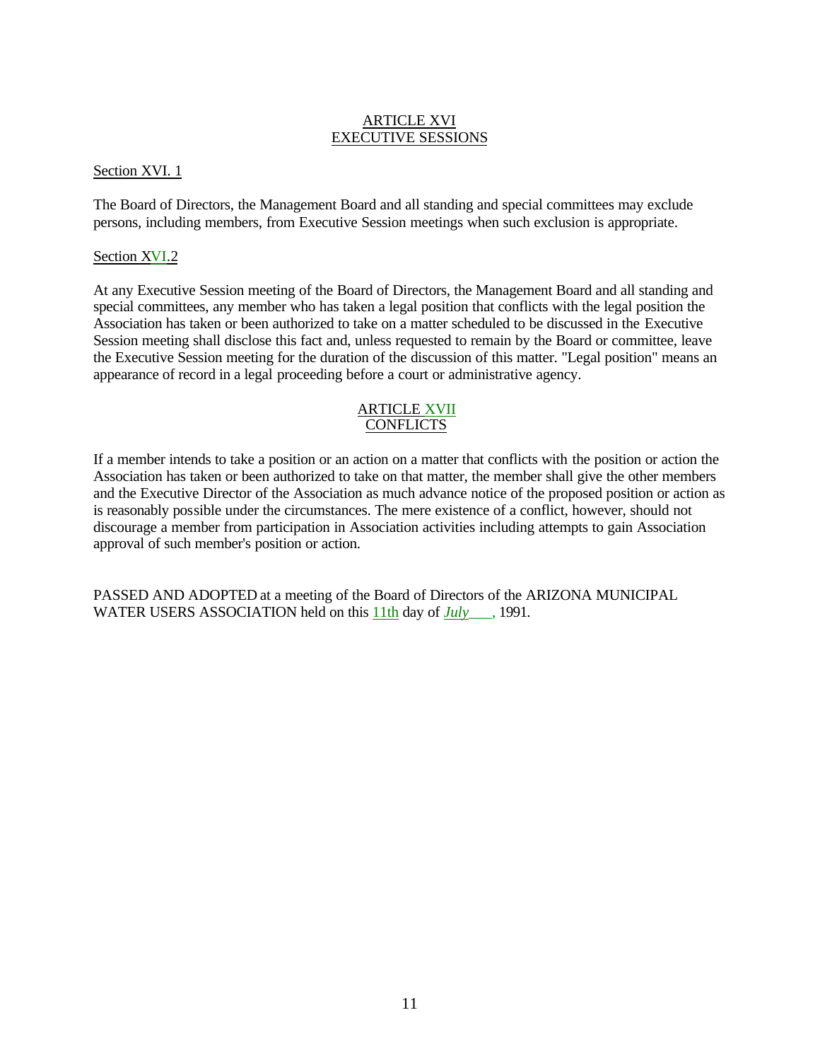## ARTICLE XVI
## EXECUTIVE SESSIONS

Section XVI. 1

The Board of Directors, the Management Board and all standing and special committees may exclude persons, including members, from Executive Session meetings when such exclusion is appropriate.

Section XVI.2

At any Executive Session meeting of the Board of Directors, the Management Board and all standing and special committees, any member who has taken a legal position that conflicts with the legal position the Association has taken or been authorized to take on a matter scheduled to be discussed in the Executive Session meeting shall disclose this fact and, unless requested to remain by the Board or committee, leave the Executive Session meeting for the duration of the discussion of this matter. "Legal position" means an appearance of record in a legal proceeding before a court or administrative agency.

## ARTICLE XVII
## CONFLICTS

If a member intends to take a position or an action on a matter that conflicts with the position or action the Association has taken or been authorized to take on that matter, the member shall give the other members and the Executive Director of the Association as much advance notice of the proposed position or action as is reasonably possible under the circumstances. The mere existence of a conflict, however, should not discourage a member from participation in Association activities including attempts to gain Association approval of such member's position or action.

PASSED AND ADOPTED at a meeting of the Board of Directors of the ARIZONA MUNICIPAL WATER USERS ASSOCIATION held on this 11th day of *July*___, 1991.